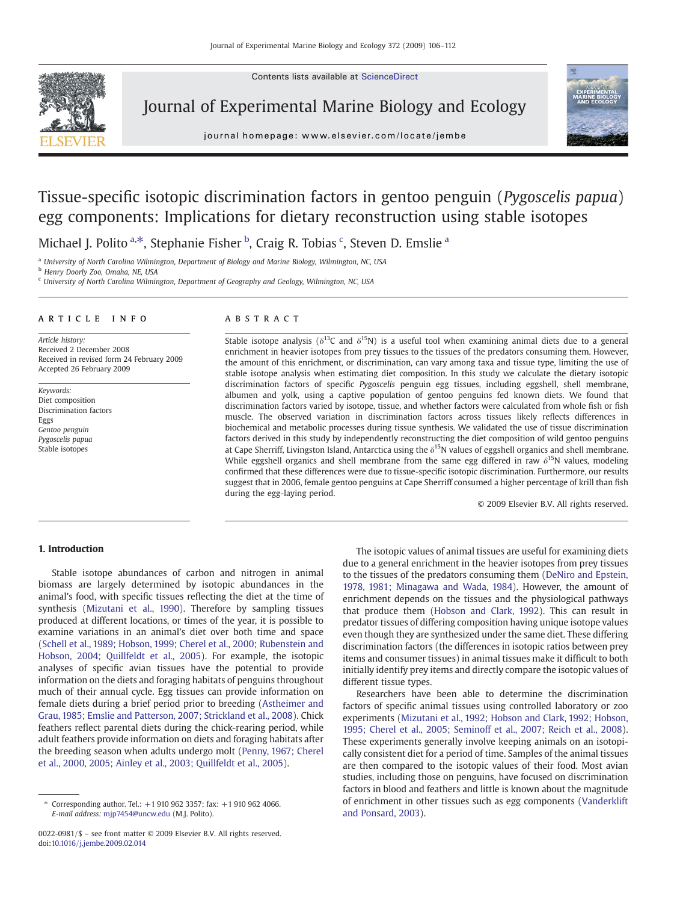# Tissue-specific isotopic discrimination factors in gentoo penguin (*Pygoscelis papua*) egg components: Implications for dietary reconstruction using stable isotopes

Michael J. Polito [a,*], Stephanie Fisher [b], Craig R. Tobias [c], Steven D. Emslie [a]

[a] University of North Carolina Wilmington, Department of Biology and Marine Biology, Wilmington, NC, USA
[b] Henry Doorly Zoo, Omaha, NE, USA
[c] University of North Carolina Wilmington, Department of Geography and Geology, Wilmington, NC, USA

## ARTICLE INFO

*Article history:*
Received 2 December 2008
Received in revised form 24 February 2009
Accepted 26 February 2009

*Keywords:*
Diet composition
Discrimination factors
Eggs
*Gentoo penguin*
*Pygoscelis papua*
Stable isotopes

## ABSTRACT

Stable isotope analysis ($\delta^{13}$C and $\delta^{15}$N) is a useful tool when examining animal diets due to a general enrichment in heavier isotopes from prey tissues to the tissues of the predators consuming them. However, the amount of this enrichment, or discrimination, can vary among taxa and tissue type, limiting the use of stable isotope analysis when estimating diet composition. In this study we calculate the dietary isotopic discrimination factors of specific *Pygoscelis* penguin egg tissues, including eggshell, shell membrane, albumen and yolk, using a captive population of gentoo penguins fed known diets. We found that discrimination factors varied by isotope, tissue, and whether factors were calculated from whole fish or fish muscle. The observed variation in discrimination factors across tissues likely reflects differences in biochemical and metabolic processes during tissue synthesis. We validated the use of tissue discrimination factors derived in this study by independently reconstructing the diet composition of wild gentoo penguins at Cape Sherriff, Livingston Island, Antarctica using the $\delta^{15}$N values of eggshell organics and shell membrane. While eggshell organics and shell membrane from the same egg differed in raw $\delta^{15}$N values, modeling confirmed that these differences were due to tissue-specific isotopic discrimination. Furthermore, our results suggest that in 2006, female gentoo penguins at Cape Sherriff consumed a higher percentage of krill than fish during the egg-laying period.

© 2009 Elsevier B.V. All rights reserved.

## 1. Introduction

Stable isotope abundances of carbon and nitrogen in animal biomass are largely determined by isotopic abundances in the animal's food, with specific tissues reflecting the diet at the time of synthesis (Mizutani et al., 1990). Therefore by sampling tissues produced at different locations, or times of the year, it is possible to examine variations in an animal's diet over both time and space (Schell et al., 1989; Hobson, 1999; Cherel et al., 2000; Rubenstein and Hobson, 2004; Quillfeldt et al., 2005). For example, the isotopic analyses of specific avian tissues have the potential to provide information on the diets and foraging habitats of penguins throughout much of their annual cycle. Egg tissues can provide information on female diets during a brief period prior to breeding (Astheimer and Grau, 1985; Emslie and Patterson, 2007; Strickland et al., 2008). Chick feathers reflect parental diets during the chick-rearing period, while adult feathers provide information on diets and foraging habitats after the breeding season when adults undergo molt (Penny, 1967; Cherel et al., 2000, 2005; Ainley et al., 2003; Quillfeldt et al., 2005).

The isotopic values of animal tissues are useful for examining diets due to a general enrichment in the heavier isotopes from prey tissues to the tissues of the predators consuming them (DeNiro and Epstein, 1978, 1981; Minagawa and Wada, 1984). However, the amount of enrichment depends on the tissues and the physiological pathways that produce them (Hobson and Clark, 1992). This can result in predator tissues of differing composition having unique isotope values even though they are synthesized under the same diet. These differing discrimination factors (the differences in isotopic ratios between prey items and consumer tissues) in animal tissues make it difficult to both initially identify prey items and directly compare the isotopic values of different tissue types.

Researchers have been able to determine the discrimination factors of specific animal tissues using controlled laboratory or zoo experiments (Mizutani et al., 1992; Hobson and Clark, 1992; Hobson, 1995; Cherel et al., 2005; Seminoff et al., 2007; Reich et al., 2008). These experiments generally involve keeping animals on an isotopically consistent diet for a period of time. Samples of the animal tissues are then compared to the isotopic values of their food. Most avian studies, including those on penguins, have focused on discrimination factors in blood and feathers and little is known about the magnitude of enrichment in other tissues such as egg components (Vanderklift and Ponsard, 2003).

\* Corresponding author. Tel.: +1 910 962 3357; fax: +1 910 962 4066.
*E-mail address:* mjp7454@uncw.edu (M.J. Polito).

0022-0981/$ – see front matter © 2009 Elsevier B.V. All rights reserved.
doi:10.1016/j.jembe.2009.02.014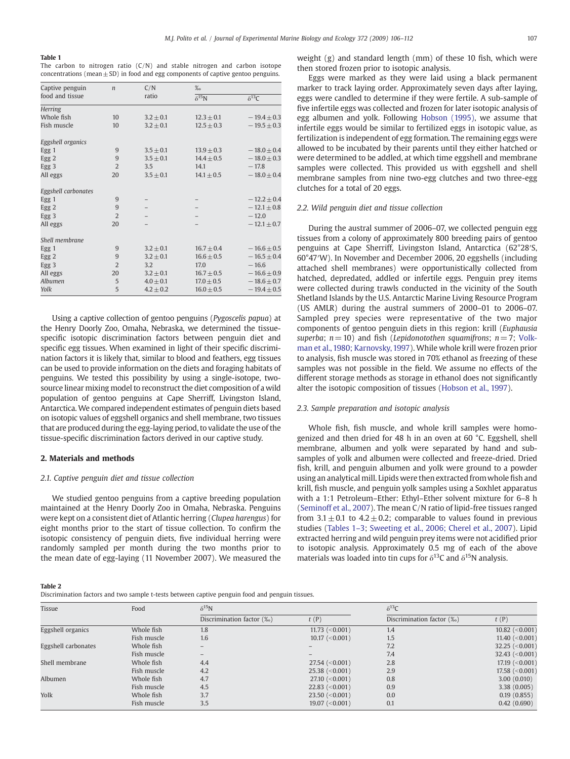**Table 1**
The carbon to nitrogen ratio (C/N) and stable nitrogen and carbon isotope concentrations (mean ± SD) in food and egg components of captive gentoo penguins.

| Captive penguin food and tissue | $n$ | C/N ratio | ‰ | |
|---|---|---|---|---|
| | | | $\delta^{15}$N | $\delta^{13}$C |
| *Herring* | | | | |
| Whole fish | 10 | 3.2 ± 0.1 | 12.3 ± 0.1 | −19.4 ± 0.3 |
| Fish muscle | 10 | 3.2 ± 0.1 | 12.5 ± 0.3 | −19.5 ± 0.3 |
| *Eggshell organics* | | | | |
| Egg 1 | 9 | 3.5 ± 0.1 | 13.9 ± 0.3 | −18.0 ± 0.4 |
| Egg 2 | 9 | 3.5 ± 0.1 | 14.4 ± 0.5 | −18.0 ± 0.3 |
| Egg 3 | 2 | 3.5 | 14.1 | −17.8 |
| All eggs | 20 | 3.5 ± 0.1 | 14.1 ± 0.5 | −18.0 ± 0.4 |
| *Eggshell carbonates* | | | | |
| Egg 1 | 9 | – | – | −12.2 ± 0.4 |
| Egg 2 | 9 | – | – | −12.1 ± 0.8 |
| Egg 3 | 2 | – | – | −12.0 |
| All eggs | 20 | – | – | −12.1 ± 0.7 |
| *Shell membrane* | | | | |
| Egg 1 | 9 | 3.2 ± 0.1 | 16.7 ± 0.4 | −16.6 ± 0.5 |
| Egg 2 | 9 | 3.2 ± 0.1 | 16.6 ± 0.5 | −16.5 ± 0.4 |
| Egg 3 | 2 | 3.2 | 17.0 | −16.6 |
| All eggs | 20 | 3.2 ± 0.1 | 16.7 ± 0.5 | −16.6 ± 0.9 |
| *Albumen* | 5 | 4.0 ± 0.1 | 17.0 ± 0.5 | −18.6 ± 0.7 |
| *Yolk* | 5 | 4.2 ± 0.2 | 16.0 ± 0.5 | −19.4 ± 0.5 |

Using a captive collection of gentoo penguins (*Pygoscelis papua*) at the Henry Doorly Zoo, Omaha, Nebraska, we determined the tissue-specific isotopic discrimination factors between penguin diet and specific egg tissues. When examined in light of their specific discrimination factors it is likely that, similar to blood and feathers, egg tissues can be used to provide information on the diets and foraging habitats of penguins. We tested this possibility by using a single-isotope, two-source linear mixing model to reconstruct the diet composition of a wild population of gentoo penguins at Cape Sherriff, Livingston Island, Antarctica. We compared independent estimates of penguin diets based on isotopic values of eggshell organics and shell membrane, two tissues that are produced during the egg-laying period, to validate the use of the tissue-specific discrimination factors derived in our captive study.

## 2. Materials and methods

### 2.1. Captive penguin diet and tissue collection

We studied gentoo penguins from a captive breeding population maintained at the Henry Doorly Zoo in Omaha, Nebraska. Penguins were kept on a consistent diet of Atlantic herring (*Clupea harengus*) for eight months prior to the start of tissue collection. To confirm the isotopic consistency of penguin diets, five individual herring were randomly sampled per month during the two months prior to the mean date of egg-laying (11 November 2007). We measured the weight (g) and standard length (mm) of these 10 fish, which were then stored frozen prior to isotopic analysis.

Eggs were marked as they were laid using a black permanent marker to track laying order. Approximately seven days after laying, eggs were candled to determine if they were fertile. A sub-sample of five infertile eggs was collected and frozen for later isotopic analysis of egg albumen and yolk. Following Hobson (1995), we assume that infertile eggs would be similar to fertilized eggs in isotopic value, as fertilization is independent of egg formation. The remaining eggs were allowed to be incubated by their parents until they either hatched or were determined to be addled, at which time eggshell and membrane samples were collected. This provided us with eggshell and shell membrane samples from nine two-egg clutches and two three-egg clutches for a total of 20 eggs.

### 2.2. Wild penguin diet and tissue collection

During the austral summer of 2006–07, we collected penguin egg tissues from a colony of approximately 800 breeding pairs of gentoo penguins at Cape Sherriff, Livingston Island, Antarctica (62°28′S, 60°47′W). In November and December 2006, 20 eggshells (including attached shell membranes) were opportunistically collected from hatched, depredated, addled or infertile eggs. Penguin prey items were collected during trawls conducted in the vicinity of the South Shetland Islands by the U.S. Antarctic Marine Living Resource Program (US AMLR) during the austral summers of 2000–01 to 2006–07. Sampled prey species were representative of the two major components of gentoo penguin diets in this region: krill (*Euphausia superba*; $n = 10$) and fish (*Lepidonotothen squamifrons*; $n = 7$; Volkman et al., 1980; Karnovsky, 1997). While whole krill were frozen prior to analysis, fish muscle was stored in 70% ethanol as freezing of these samples was not possible in the field. We assume no effects of the different storage methods as storage in ethanol does not significantly alter the isotopic composition of tissues (Hobson et al., 1997).

### 2.3. Sample preparation and isotopic analysis

Whole fish, fish muscle, and whole krill samples were homogenized and then dried for 48 h in an oven at 60 °C. Eggshell, shell membrane, albumen and yolk were separated by hand and subsamples of yolk and albumen were collected and freeze-dried. Dried fish, krill, and penguin albumen and yolk were ground to a powder using an analytical mill. Lipids were then extracted from whole fish and krill, fish muscle, and penguin yolk samples using a Soxhlet apparatus with a 1:1 Petroleum–Ether: Ethyl–Ether solvent mixture for 6–8 h (Seminoff et al., 2007). The mean C/N ratio of lipid-free tissues ranged from 3.1 ± 0.1 to 4.2 ± 0.2; comparable to values found in previous studies (Tables 1–3; Sweeting et al., 2006; Cherel et al., 2007). Lipid extracted herring and wild penguin prey items were not acidified prior to isotopic analysis. Approximately 0.5 mg of each of the above materials was loaded into tin cups for $\delta^{13}$C and $\delta^{15}$N analysis.

**Table 2**
Discrimination factors and two sample t-tests between captive penguin food and penguin tissues.

| Tissue | Food | $\delta^{15}$N | | $\delta^{13}$C | |
|---|---|---|---|---|---|
| | | Discrimination factor (‰) | $t$ ($P$) | Discrimination factor (‰) | $t$ ($P$) |
| Eggshell organics | Whole fish | 1.8 | 11.73 (<0.001) | 1.4 | 10.82 (<0.001) |
| | Fish muscle | 1.6 | 10.17 (<0.001) | 1.5 | 11.40 (<0.001) |
| Eggshell carbonates | Whole fish | – | – | 7.2 | 32.25 (<0.001) |
| | Fish muscle | – | – | 7.4 | 32.43 (<0.001) |
| Shell membrane | Whole fish | 4.4 | 27.54 (<0.001) | 2.8 | 17.19 (<0.001) |
| | Fish muscle | 4.2 | 25.38 (<0.001) | 2.9 | 17.58 (<0.001) |
| Albumen | Whole fish | 4.7 | 27.10 (<0.001) | 0.8 | 3.00 (0.010) |
| | Fish muscle | 4.5 | 22.83 (<0.001) | 0.9 | 3.38 (0.005) |
| Yolk | Whole fish | 3.7 | 23.50 (<0.001) | 0.0 | 0.19 (0.855) |
| | Fish muscle | 3.5 | 19.07 (<0.001) | 0.1 | 0.42 (0.690) |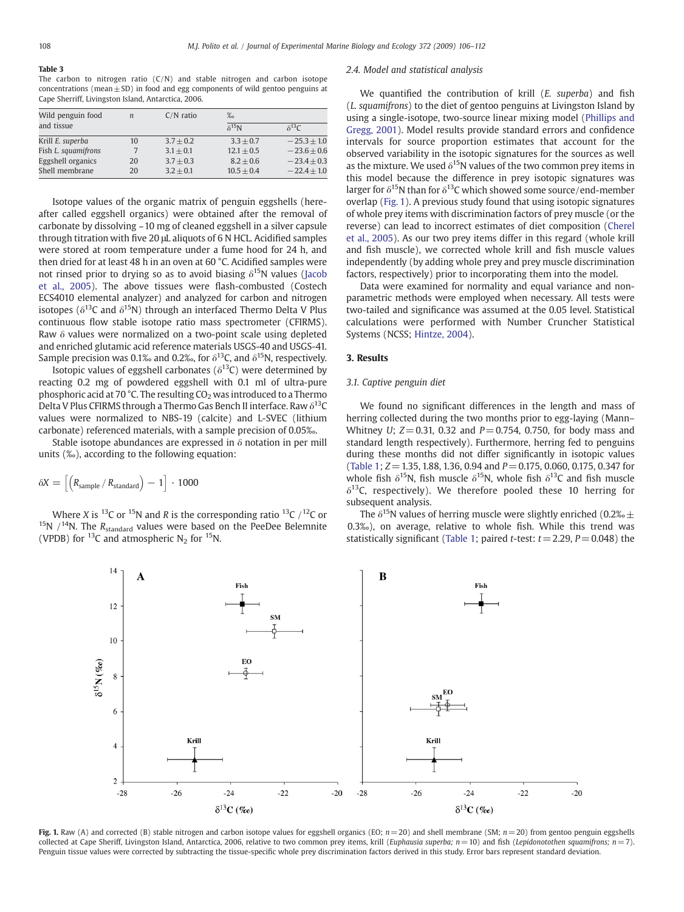**Table 3**
The carbon to nitrogen ratio (C/N) and stable nitrogen and carbon isotope concentrations (mean ± SD) in food and egg components of wild gentoo penguins at Cape Sherriff, Livingston Island, Antarctica, 2006.

| Wild penguin food and tissue | $n$ | C/N ratio | ‰ | |
|---|---|---|---|---|
| | | | $\delta^{15}$N | $\delta^{13}$C |
| Krill *E. superba* | 10 | 3.7 ± 0.2 | 3.3 ± 0.7 | −25.3 ± 1.0 |
| Fish *L. squamifrons* | 7 | 3.1 ± 0.1 | 12.1 ± 0.5 | −23.6 ± 0.6 |
| Eggshell organics | 20 | 3.7 ± 0.3 | 8.2 ± 0.6 | −23.4 ± 0.3 |
| Shell membrane | 20 | 3.2 ± 0.1 | 10.5 ± 0.4 | −22.4 ± 1.0 |

Isotope values of the organic matrix of penguin eggshells (hereafter called eggshell organics) were obtained after the removal of carbonate by dissolving ~10 mg of cleaned eggshell in a silver capsule through titration with five 20 µL aliquots of 6 N HCL. Acidified samples were stored at room temperature under a fume hood for 24 h, and then dried for at least 48 h in an oven at 60 °C. Acidified samples were not rinsed prior to drying so as to avoid biasing $\delta^{15}$N values (Jacob et al., 2005). The above tissues were flash-combusted (Costech ECS4010 elemental analyzer) and analyzed for carbon and nitrogen isotopes ($\delta^{13}$C and $\delta^{15}$N) through an interfaced Thermo Delta V Plus continuous flow stable isotope ratio mass spectrometer (CFIRMS). Raw δ values were normalized on a two-point scale using depleted and enriched glutamic acid reference materials USGS-40 and USGS-41. Sample precision was 0.1‰ and 0.2‰, for $\delta^{13}$C, and $\delta^{15}$N, respectively.

Isotopic values of eggshell carbonates ($\delta^{13}$C) were determined by reacting 0.2 mg of powdered eggshell with 0.1 ml of ultra-pure phosphoric acid at 70 °C. The resulting $CO_2$ was introduced to a Thermo Delta V Plus CFIRMS through a Thermo Gas Bench II interface. Raw $\delta^{13}$C values were normalized to NBS-19 (calcite) and L-SVEC (lithium carbonate) referenced materials, with a sample precision of 0.05‰.

Stable isotope abundances are expressed in δ notation in per mill units (‰), according to the following equation:

$$\delta X = \left[\left(R_{\text{sample}} / R_{\text{standard}}\right) - 1\right] \cdot 1000$$

Where $X$ is $^{13}$C or $^{15}$N and $R$ is the corresponding ratio $^{13}$C / $^{12}$C or $^{15}$N / $^{14}$N. The $R_{\text{standard}}$ values were based on the PeeDee Belemnite (VPDB) for $^{13}$C and atmospheric $N_2$ for $^{15}$N.

### 2.4. Model and statistical analysis

We quantified the contribution of krill (*E. superba*) and fish (*L. squamifrons*) to the diet of gentoo penguins at Livingston Island by using a single-isotope, two-source linear mixing model (Phillips and Gregg, 2001). Model results provide standard errors and confidence intervals for source proportion estimates that account for the observed variability in the isotopic signatures for the sources as well as the mixture. We used $\delta^{15}$N values of the two common prey items in this model because the difference in prey isotopic signatures was larger for $\delta^{15}$N than for $\delta^{13}$C which showed some source/end-member overlap (Fig. 1). A previous study found that using isotopic signatures of whole prey items with discrimination factors of prey muscle (or the reverse) can lead to incorrect estimates of diet composition (Cherel et al., 2005). As our two prey items differ in this regard (whole krill and fish muscle), we corrected whole krill and fish muscle values independently (by adding whole prey and prey muscle discrimination factors, respectively) prior to incorporating them into the model.

Data were examined for normality and equal variance and non-parametric methods were employed when necessary. All tests were two-tailed and significance was assumed at the 0.05 level. Statistical calculations were performed with Number Cruncher Statistical Systems (NCSS; Hintze, 2004).

## 3. Results

### 3.1. Captive penguin diet

We found no significant differences in the length and mass of herring collected during the two months prior to egg-laying (Mann–Whitney $U$; $Z = 0.31$, 0.32 and $P = 0.754$, 0.750, for body mass and standard length respectively). Furthermore, herring fed to penguins during these months did not differ significantly in isotopic values (Table 1; $Z = 1.35$, 1.88, 1.36, 0.94 and $P = 0.175$, 0.060, 0.175, 0.347 for whole fish $\delta^{15}$N, fish muscle $\delta^{15}$N, whole fish $\delta^{13}$C and fish muscle $\delta^{13}$C, respectively). We therefore pooled these 10 herring for subsequent analysis.

The $\delta^{15}$N values of herring muscle were slightly enriched (0.2‰ ± 0.3‰), on average, relative to whole fish. While this trend was statistically significant (Table 1; paired $t$-test: $t = 2.29$, $P = 0.048$) the

**Fig. 1.** Raw (A) and corrected (B) stable nitrogen and carbon isotope values for eggshell organics (EO; $n = 20$) and shell membrane (SM; $n = 20$) from gentoo penguin eggshells collected at Cape Sheriff, Livingston Island, Antarctica, 2006, relative to two common prey items, krill (*Euphausia superba*; $n = 10$) and fish (*Lepidonotothen squamifrons*; $n = 7$). Penguin tissue values were corrected by subtracting the tissue-specific whole prey discrimination factors derived in this study. Error bars represent standard deviation.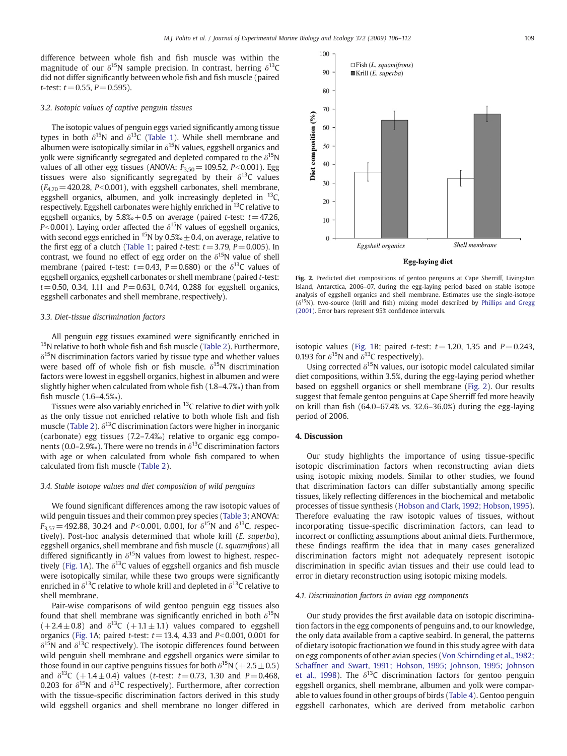difference between whole fish and fish muscle was within the magnitude of our $\delta^{15}N$ sample precision. In contrast, herring $\delta^{13}C$ did not differ significantly between whole fish and fish muscle (paired *t*-test: $t = 0.55$, $P = 0.595$).

### 3.2. Isotopic values of captive penguin tissues

The isotopic values of penguin eggs varied significantly among tissue types in both $\delta^{15}N$ and $\delta^{13}C$ (Table 1). While shell membrane and albumen were isotopically similar in $\delta^{15}N$ values, eggshell organics and yolk were significantly segregated and depleted compared to the $\delta^{15}N$ values of all other egg tissues (ANOVA: $F_{3,50} = 109.52$, $P < 0.001$). Egg tissues were also significantly segregated by their $\delta^{13}C$ values ($F_{4,70} = 420.28$, $P < 0.001$), with eggshell carbonates, shell membrane, eggshell organics, albumen, and yolk increasingly depleted in $^{13}C$, respectively. Eggshell carbonates were highly enriched in $^{13}C$ relative to eggshell organics, by 5.8‰ ± 0.5 on average (paired *t*-test: $t = 47.26$, $P < 0.001$). Laying order affected the $\delta^{15}N$ values of eggshell organics, with second eggs enriched in $^{15}N$ by 0.5‰ ± 0.4, on average, relative to the first egg of a clutch (Table 1; paired *t*-test: $t = 3.79$, $P = 0.005$). In contrast, we found no effect of egg order on the $\delta^{15}N$ value of shell membrane (paired *t*-test: $t = 0.43$, $P = 0.680$) or the $\delta^{13}C$ values of eggshell organics, eggshell carbonates or shell membrane (paired *t*-test: $t = 0.50$, 0.34, 1.11 and $P = 0.631$, 0.744, 0.288 for eggshell organics, eggshell carbonates and shell membrane, respectively).

### 3.3. Diet-tissue discrimination factors

All penguin egg tissues examined were significantly enriched in $^{15}N$ relative to both whole fish and fish muscle (Table 2). Furthermore, $\delta^{15}N$ discrimination factors varied by tissue type and whether values were based off of whole fish or fish muscle. $\delta^{15}N$ discrimination factors were lowest in eggshell organics, highest in albumen and were slightly higher when calculated from whole fish (1.8–4.7‰) than from fish muscle (1.6–4.5‰).

Tissues were also variably enriched in $^{13}C$ relative to diet with yolk as the only tissue not enriched relative to both whole fish and fish muscle (Table 2). $\delta^{13}C$ discrimination factors were higher in inorganic (carbonate) egg tissues (7.2–7.4‰) relative to organic egg components (0.0–2.9‰). There were no trends in $\delta^{13}C$ discrimination factors with age or when calculated from whole fish compared to when calculated from fish muscle (Table 2).

### 3.4. Stable isotope values and diet composition of wild penguins

We found significant differences among the raw isotopic values of wild penguin tissues and their common prey species (Table 3; ANOVA: $F_{3,57} = 492.88$, 30.24 and $P < 0.001$, 0.001, for $\delta^{15}N$ and $\delta^{13}C$, respectively). Post-hoc analysis determined that whole krill (*E. superba*), eggshell organics, shell membrane and fish muscle (*L. squamifrons*) all differed significantly in $\delta^{15}N$ values from lowest to highest, respectively (Fig. 1A). The $\delta^{13}C$ values of eggshell organics and fish muscle were isotopically similar, while these two groups were significantly enriched in $\delta^{13}C$ relative to whole krill and depleted in $\delta^{13}C$ relative to shell membrane.

Pair-wise comparisons of wild gentoo penguin egg tissues also found that shell membrane was significantly enriched in both $\delta^{15}N$ (+2.4 ± 0.8) and $\delta^{13}C$ (+1.1 ± 1.1) values compared to eggshell organics (Fig. 1A; paired *t*-test: $t = 13.4$, 4.33 and $P < 0.001$, 0.001 for $\delta^{15}N$ and $\delta^{13}C$ respectively). The isotopic differences found between wild penguin shell membrane and eggshell organics were similar to those found in our captive penguins tissues for both $\delta^{15}N$ (+2.5 ± 0.5) and $\delta^{13}C$ (+1.4 ± 0.4) values (*t*-test: $t = 0.73$, 1.30 and $P = 0.468$, 0.203 for $\delta^{15}N$ and $\delta^{13}C$ respectively). Furthermore, after correction with the tissue-specific discrimination factors derived in this study wild eggshell organics and shell membrane no longer differed in isotopic values (Fig. 1B; paired *t*-test: $t = 1.20$, 1.35 and $P = 0.243$, 0.193 for $\delta^{15}N$ and $\delta^{13}C$ respectively).

Using corrected $\delta^{15}N$ values, our isotopic model calculated similar diet compositions, within 3.5%, during the egg-laying period whether based on eggshell organics or shell membrane (Fig. 2). Our results suggest that female gentoo penguins at Cape Sherriff fed more heavily on krill than fish (64.0–67.4% vs. 32.6–36.0%) during the egg-laying period of 2006.

**Fig. 2.** Predicted diet compositions of gentoo penguins at Cape Sherriff, Livingston Island, Antarctica, 2006–07, during the egg-laying period based on stable isotope analysis of eggshell organics and shell membrane. Estimates use the single-isotope ($\delta^{15}N$), two-source (krill and fish) mixing model described by Phillips and Gregg (2001). Error bars represent 95% confidence intervals.

## 4. Discussion

Our study highlights the importance of using tissue-specific isotopic discrimination factors when reconstructing avian diets using isotopic mixing models. Similar to other studies, we found that discrimination factors can differ substantially among specific tissues, likely reflecting differences in the biochemical and metabolic processes of tissue synthesis (Hobson and Clark, 1992; Hobson, 1995). Therefore evaluating the raw isotopic values of tissues, without incorporating tissue-specific discrimination factors, can lead to incorrect or conflicting assumptions about animal diets. Furthermore, these findings reaffirm the idea that in many cases generalized discrimination factors might not adequately represent isotopic discrimination in specific avian tissues and their use could lead to error in dietary reconstruction using isotopic mixing models.

### 4.1. Discrimination factors in avian egg components

Our study provides the first available data on isotopic discrimination factors in the egg components of penguins and, to our knowledge, the only data available from a captive seabird. In general, the patterns of dietary isotopic fractionation we found in this study agree with data on egg components of other avian species (Von Schirnding et al., 1982; Schaffner and Swart, 1991; Hobson, 1995; Johnson, 1995; Johnson et al., 1998). The $\delta^{13}C$ discrimination factors for gentoo penguin eggshell organics, shell membrane, albumen and yolk were comparable to values found in other groups of birds (Table 4). Gentoo penguin eggshell carbonates, which are derived from metabolic carbon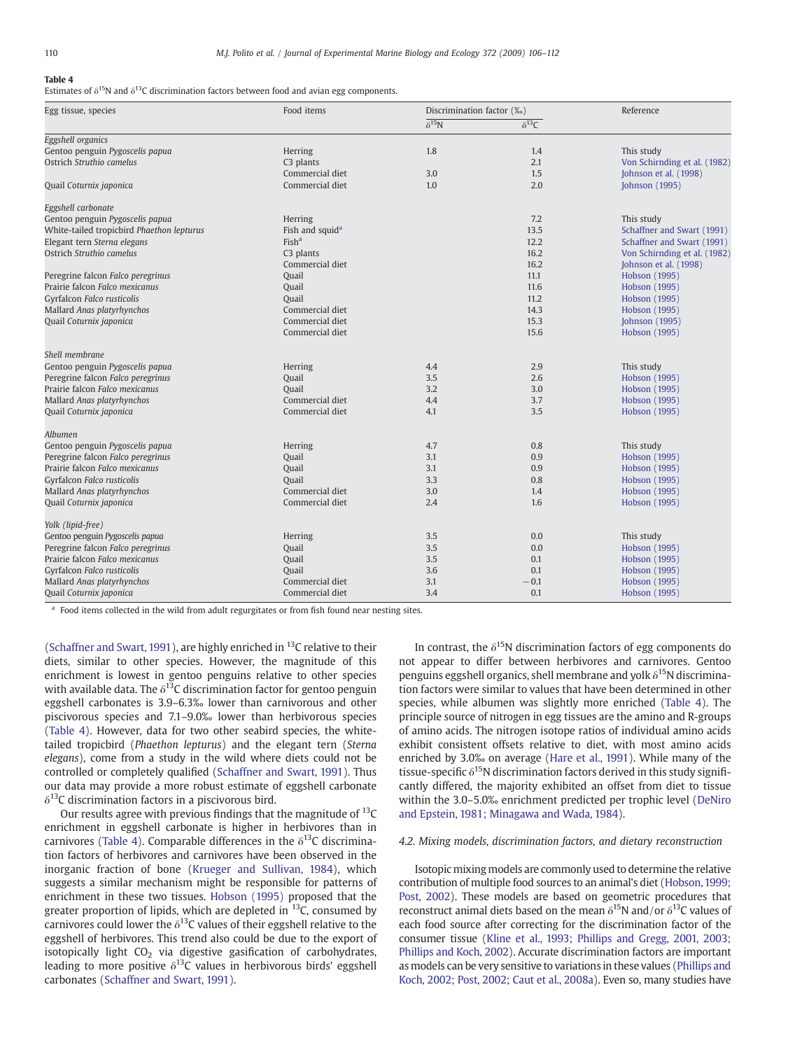**Table 4**
Estimates of $\delta^{15}$N and $\delta^{13}$C discrimination factors between food and avian egg components.

| Egg tissue, species | Food items | Discrimination factor (‰) | | Reference |
|---|---|---|---|---|
| | | $\delta^{15}$N | $\delta^{13}$C | |
| *Eggshell organics* | | | | |
| Gentoo penguin *Pygoscelis papua* | Herring | 1.8 | 1.4 | This study |
| Ostrich *Struthio camelus* | C3 plants | | 2.1 | Von Schirnding et al. (1982) |
| | Commercial diet | 3.0 | 1.5 | Johnson et al. (1998) |
| Quail *Coturnix japonica* | Commercial diet | 1.0 | 2.0 | Johnson (1995) |
| *Eggshell carbonate* | | | | |
| Gentoo penguin *Pygoscelis papua* | Herring | | 7.2 | This study |
| White-tailed tropicbird *Phaethon lepturus* | Fish and squid[a] | | 13.5 | Schaffner and Swart (1991) |
| Elegant tern *Sterna elegans* | Fish[a] | | 12.2 | Schaffner and Swart (1991) |
| Ostrich *Struthio camelus* | C3 plants | | 16.2 | Von Schirnding et al. (1982) |
| | Commercial diet | | 16.2 | Johnson et al. (1998) |
| Peregrine falcon *Falco peregrinus* | Quail | | 11.1 | Hobson (1995) |
| Prairie falcon *Falco mexicanus* | Quail | | 11.6 | Hobson (1995) |
| Gyrfalcon *Falco rusticolis* | Quail | | 11.2 | Hobson (1995) |
| Mallard *Anas platyrhynchos* | Commercial diet | | 14.3 | Hobson (1995) |
| Quail *Coturnix japonica* | Commercial diet | | 15.3 | Johnson (1995) |
| | Commercial diet | | 15.6 | Hobson (1995) |
| *Shell membrane* | | | | |
| Gentoo penguin *Pygoscelis papua* | Herring | 4.4 | 2.9 | This study |
| Peregrine falcon *Falco peregrinus* | Quail | 3.5 | 2.6 | Hobson (1995) |
| Prairie falcon *Falco mexicanus* | Quail | 3.2 | 3.0 | Hobson (1995) |
| Mallard *Anas platyrhynchos* | Commercial diet | 4.4 | 3.7 | Hobson (1995) |
| Quail *Coturnix japonica* | Commercial diet | 4.1 | 3.5 | Hobson (1995) |
| *Albumen* | | | | |
| Gentoo penguin *Pygoscelis papua* | Herring | 4.7 | 0.8 | This study |
| Peregrine falcon *Falco peregrinus* | Quail | 3.1 | 0.9 | Hobson (1995) |
| Prairie falcon *Falco mexicanus* | Quail | 3.1 | 0.9 | Hobson (1995) |
| Gyrfalcon *Falco rusticolis* | Quail | 3.3 | 0.8 | Hobson (1995) |
| Mallard *Anas platyrhynchos* | Commercial diet | 3.0 | 1.4 | Hobson (1995) |
| Quail *Coturnix japonica* | Commercial diet | 2.4 | 1.6 | Hobson (1995) |
| *Yolk (lipid-free)* | | | | |
| Gentoo penguin *Pygoscelis papua* | Herring | 3.5 | 0.0 | This study |
| Peregrine falcon *Falco peregrinus* | Quail | 3.5 | 0.0 | Hobson (1995) |
| Prairie falcon *Falco mexicanus* | Quail | 3.5 | 0.1 | Hobson (1995) |
| Gyrfalcon *Falco rusticolis* | Quail | 3.6 | 0.1 | Hobson (1995) |
| Mallard *Anas platyrhynchos* | Commercial diet | 3.1 | −0.1 | Hobson (1995) |
| Quail *Coturnix japonica* | Commercial diet | 3.4 | 0.1 | Hobson (1995) |

[a] Food items collected in the wild from adult regurgitates or from fish found near nesting sites.

(Schaffner and Swart, 1991), are highly enriched in $^{13}$C relative to their diets, similar to other species. However, the magnitude of this enrichment is lowest in gentoo penguins relative to other species with available data. The $\delta^{13}$C discrimination factor for gentoo penguin eggshell carbonates is 3.9–6.3‰ lower than carnivorous and other piscivorous species and 7.1–9.0‰ lower than herbivorous species (Table 4). However, data for two other seabird species, the white-tailed tropicbird (*Phaethon lepturus*) and the elegant tern (*Sterna elegans*), come from a study in the wild where diets could not be controlled or completely qualified (Schaffner and Swart, 1991). Thus our data may provide a more robust estimate of eggshell carbonate $\delta^{13}$C discrimination factors in a piscivorous bird.

Our results agree with previous findings that the magnitude of $^{13}$C enrichment in eggshell carbonate is higher in herbivores than in carnivores (Table 4). Comparable differences in the $\delta^{13}$C discrimination factors of herbivores and carnivores have been observed in the inorganic fraction of bone (Krueger and Sullivan, 1984), which suggests a similar mechanism might be responsible for patterns of enrichment in these two tissues. Hobson (1995) proposed that the greater proportion of lipids, which are depleted in $^{13}$C, consumed by carnivores could lower the $\delta^{13}$C values of their eggshell relative to the eggshell of herbivores. This trend also could be due to the export of isotopically light $CO_2$ via digestive gasification of carbohydrates, leading to more positive $\delta^{13}$C values in herbivorous birds' eggshell carbonates (Schaffner and Swart, 1991).

In contrast, the $\delta^{15}$N discrimination factors of egg components do not appear to differ between herbivores and carnivores. Gentoo penguins eggshell organics, shell membrane and yolk $\delta^{15}$N discrimination factors were similar to values that have been determined in other species, while albumen was slightly more enriched (Table 4). The principle source of nitrogen in egg tissues are the amino and R-groups of amino acids. The nitrogen isotope ratios of individual amino acids exhibit consistent offsets relative to diet, with most amino acids enriched by 3.0‰ on average (Hare et al., 1991). While many of the tissue-specific $\delta^{15}$N discrimination factors derived in this study significantly differed, the majority exhibited an offset from diet to tissue within the 3.0–5.0‰ enrichment predicted per trophic level (DeNiro and Epstein, 1981; Minagawa and Wada, 1984).

### 4.2. Mixing models, discrimination factors, and dietary reconstruction

Isotopic mixing models are commonly used to determine the relative contribution of multiple food sources to an animal's diet (Hobson, 1999; Post, 2002). These models are based on geometric procedures that reconstruct animal diets based on the mean $\delta^{15}$N and/or $\delta^{13}$C values of each food source after correcting for the discrimination factor of the consumer tissue (Kline et al., 1993; Phillips and Gregg, 2001, 2003; Phillips and Koch, 2002). Accurate discrimination factors are important as models can be very sensitive to variations in these values (Phillips and Koch, 2002; Post, 2002; Caut et al., 2008a). Even so, many studies have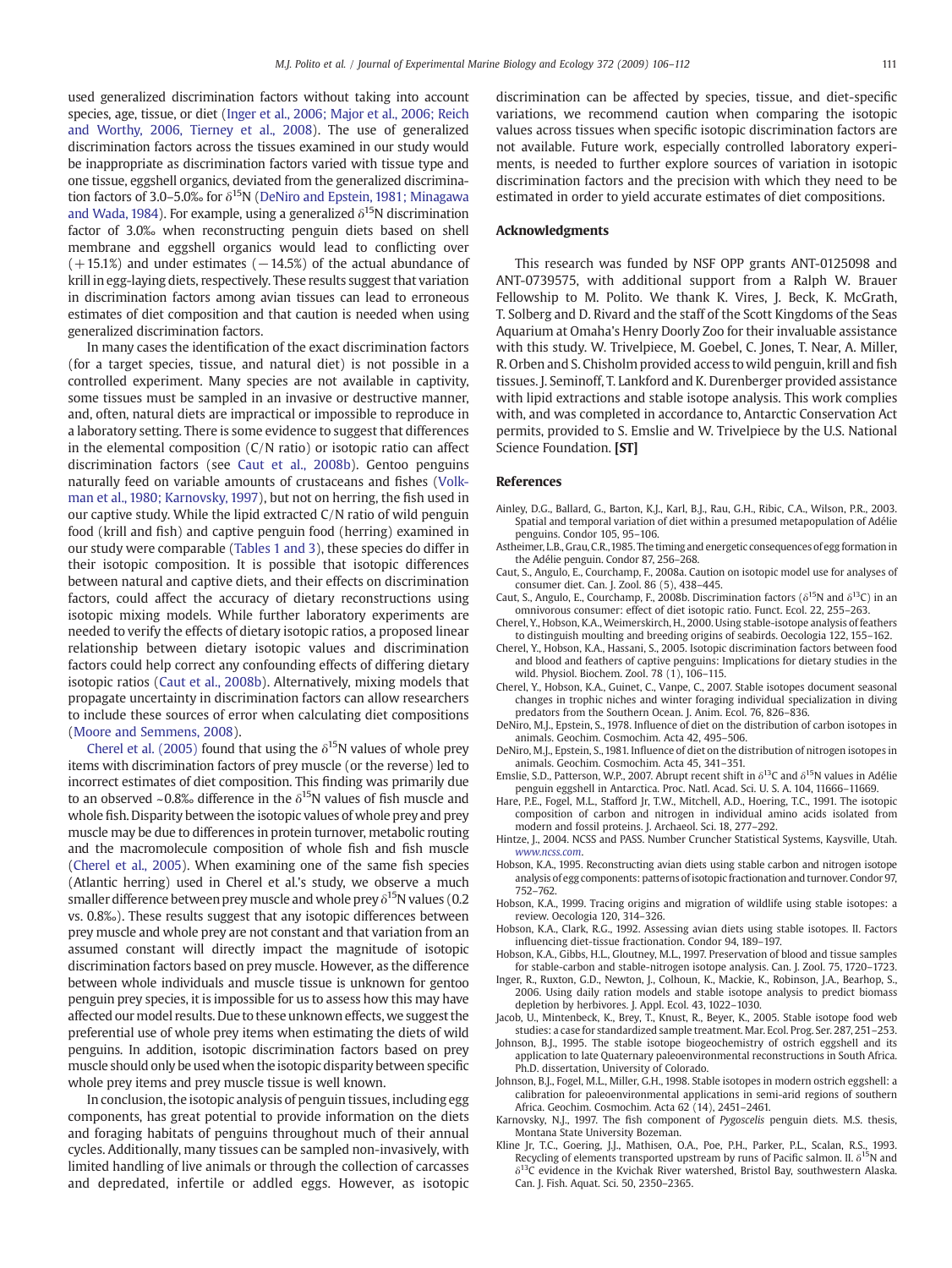used generalized discrimination factors without taking into account species, age, tissue, or diet (Inger et al., 2006; Major et al., 2006; Reich and Worthy, 2006, Tierney et al., 2008). The use of generalized discrimination factors across the tissues examined in our study would be inappropriate as discrimination factors varied with tissue type and one tissue, eggshell organics, deviated from the generalized discrimination factors of 3.0–5.0‰ for $\delta^{15}$N (DeNiro and Epstein, 1981; Minagawa and Wada, 1984). For example, using a generalized $\delta^{15}$N discrimination factor of 3.0‰ when reconstructing penguin diets based on shell membrane and eggshell organics would lead to conflicting over (+15.1%) and under estimates (−14.5%) of the actual abundance of krill in egg-laying diets, respectively. These results suggest that variation in discrimination factors among avian tissues can lead to erroneous estimates of diet composition and that caution is needed when using generalized discrimination factors.

In many cases the identification of the exact discrimination factors (for a target species, tissue, and natural diet) is not possible in a controlled experiment. Many species are not available in captivity, some tissues must be sampled in an invasive or destructive manner, and, often, natural diets are impractical or impossible to reproduce in a laboratory setting. There is some evidence to suggest that differences in the elemental composition (C/N ratio) or isotopic ratio can affect discrimination factors (see Caut et al., 2008b). Gentoo penguins naturally feed on variable amounts of crustaceans and fishes (Volkman et al., 1980; Karnovsky, 1997), but not on herring, the fish used in our captive study. While the lipid extracted C/N ratio of wild penguin food (krill and fish) and captive penguin food (herring) examined in our study were comparable (Tables 1 and 3), these species do differ in their isotopic composition. It is possible that isotopic differences between natural and captive diets, and their effects on discrimination factors, could affect the accuracy of dietary reconstructions using isotopic mixing models. While further laboratory experiments are needed to verify the effects of dietary isotopic ratios, a proposed linear relationship between dietary isotopic values and discrimination factors could help correct any confounding effects of differing dietary isotopic ratios (Caut et al., 2008b). Alternatively, mixing models that propagate uncertainty in discrimination factors can allow researchers to include these sources of error when calculating diet compositions (Moore and Semmens, 2008).

Cherel et al. (2005) found that using the $\delta^{15}$N values of whole prey items with discrimination factors of prey muscle (or the reverse) led to incorrect estimates of diet composition. This finding was primarily due to an observed ~0.8‰ difference in the $\delta^{15}$N values of fish muscle and whole fish. Disparity between the isotopic values of whole prey and prey muscle may be due to differences in protein turnover, metabolic routing and the macromolecule composition of whole fish and fish muscle (Cherel et al., 2005). When examining one of the same fish species (Atlantic herring) used in Cherel et al.'s study, we observe a much smaller difference between prey muscle and whole prey $\delta^{15}$N values (0.2 vs. 0.8‰). These results suggest that any isotopic differences between prey muscle and whole prey are not constant and that variation from an assumed constant will directly impact the magnitude of isotopic discrimination factors based on prey muscle. However, as the difference between whole individuals and muscle tissue is unknown for gentoo penguin prey species, it is impossible for us to assess how this may have affected our model results. Due to these unknown effects, we suggest the preferential use of whole prey items when estimating the diets of wild penguins. In addition, isotopic discrimination factors based on prey muscle should only be used when the isotopic disparity between specific whole prey items and prey muscle tissue is well known.

In conclusion, the isotopic analysis of penguin tissues, including egg components, has great potential to provide information on the diets and foraging habitats of penguins throughout much of their annual cycles. Additionally, many tissues can be sampled non-invasively, with limited handling of live animals or through the collection of carcasses and depredated, infertile or addled eggs. However, as isotopic discrimination can be affected by species, tissue, and diet-specific variations, we recommend caution when comparing the isotopic values across tissues when specific isotopic discrimination factors are not available. Future work, especially controlled laboratory experiments, is needed to further explore sources of variation in isotopic discrimination factors and the precision with which they need to be estimated in order to yield accurate estimates of diet compositions.

## Acknowledgments

This research was funded by NSF OPP grants ANT-0125098 and ANT-0739575, with additional support from a Ralph W. Brauer Fellowship to M. Polito. We thank K. Vires, J. Beck, K. McGrath, T. Solberg and D. Rivard and the staff of the Scott Kingdoms of the Seas Aquarium at Omaha's Henry Doorly Zoo for their invaluable assistance with this study. W. Trivelpiece, M. Goebel, C. Jones, T. Near, A. Miller, R. Orben and S. Chisholm provided access to wild penguin, krill and fish tissues. J. Seminoff, T. Lankford and K. Durenberger provided assistance with lipid extractions and stable isotope analysis. This work complies with, and was completed in accordance to, Antarctic Conservation Act permits, provided to S. Emslie and W. Trivelpiece by the U.S. National Science Foundation. **[ST]**

## References

Ainley, D.G., Ballard, G., Barton, K.J., Karl, B.J., Rau, G.H., Ribic, C.A., Wilson, P.R., 2003. Spatial and temporal variation of diet within a presumed metapopulation of Adélie penguins. Condor 105, 95–106.

Astheimer, L.B., Grau, C.R., 1985. The timing and energetic consequences of egg formation in the Adélie penguin. Condor 87, 256–268.

Caut, S., Angulo, E., Courchamp, F., 2008a. Caution on isotopic model use for analyses of consumer diet. Can. J. Zool. 86 (5), 438–445.

Caut, S., Angulo, E., Courchamp, F., 2008b. Discrimination factors ($\delta^{15}$N and $\delta^{13}$C) in an omnivorous consumer: effect of diet isotopic ratio. Funct. Ecol. 22, 255–263.

Cherel, Y., Hobson, K.A., Weimerskirch, H., 2000. Using stable-isotope analysis of feathers to distinguish moulting and breeding origins of seabirds. Oecologia 122, 155–162.

Cherel, Y., Hobson, K.A., Hassani, S., 2005. Isotopic discrimination factors between food and blood and feathers of captive penguins: Implications for dietary studies in the wild. Physiol. Biochem. Zool. 78 (1), 106–115.

Cherel, Y., Hobson, K.A., Guinet, C., Vanpe, C., 2007. Stable isotopes document seasonal changes in trophic niches and winter foraging individual specialization in diving predators from the Southern Ocean. J. Anim. Ecol. 76, 826–836.

DeNiro, M.J., Epstein, S., 1978. Influence of diet on the distribution of carbon isotopes in animals. Geochim. Cosmochim. Acta 42, 495–506.

DeNiro, M.J., Epstein, S., 1981. Influence of diet on the distribution of nitrogen isotopes in animals. Geochim. Cosmochim. Acta 45, 341–351.

Emslie, S.D., Patterson, W.P., 2007. Abrupt recent shift in $\delta^{13}$C and $\delta^{15}$N values in Adélie penguin eggshell in Antarctica. Proc. Natl. Acad. Sci. U. S. A. 104, 11666–11669.

Hare, P.E., Fogel, M.L., Stafford Jr, T.W., Mitchell, A.D., Hoering, T.C., 1991. The isotopic composition of carbon and nitrogen in individual amino acids isolated from modern and fossil proteins. J. Archaeol. Sci. 18, 277–292.

Hintze, J., 2004. NCSS and PASS. Number Cruncher Statistical Systems, Kaysville, Utah. www.ncss.com.

Hobson, K.A., 1995. Reconstructing avian diets using stable carbon and nitrogen isotope analysis of egg components: patterns of isotopic fractionation and turnover. Condor 97, 752–762.

Hobson, K.A., 1999. Tracing origins and migration of wildlife using stable isotopes: a review. Oecologia 120, 314–326.

Hobson, K.A., Clark, R.G., 1992. Assessing avian diets using stable isotopes. II. Factors influencing diet-tissue fractionation. Condor 94, 189–197.

Hobson, K.A., Gibbs, H.L., Gloutney, M.L., 1997. Preservation of blood and tissue samples for stable-carbon and stable-nitrogen isotope analysis. Can. J. Zool. 75, 1720–1723.

Inger, R., Ruxton, G.D., Newton, J., Colhoun, K., Mackie, K., Robinson, J.A., Bearhop, S., 2006. Using daily ration models and stable isotope analysis to predict biomass depletion by herbivores. J. Appl. Ecol. 43, 1022–1030.

Jacob, U., Mintenbeck, K., Brey, T., Knust, R., Beyer, K., 2005. Stable isotope food web studies: a case for standardized sample treatment. Mar. Ecol. Prog. Ser. 287, 251–253.

Johnson, B.J., 1995. The stable isotope biogeochemistry of ostrich eggshell and its application to late Quaternary paleoenvironmental reconstructions in South Africa. Ph.D. dissertation, University of Colorado.

Johnson, B.J., Fogel, M.L., Miller, G.H., 1998. Stable isotopes in modern ostrich eggshell: a calibration for paleoenvironmental applications in semi-arid regions of southern Africa. Geochim. Cosmochim. Acta 62 (14), 2451–2461.

Karnovsky, N.J., 1997. The fish component of *Pygoscelis* penguin diets. M.S. thesis, Montana State University Bozeman.

Kline Jr, T.C., Goering, J.J., Mathisen, O.A., Poe, P.H., Parker, P.L., Scalan, R.S., 1993. Recycling of elements transported upstream by runs of Pacific salmon. II. $\delta^{15}$N and $\delta^{13}$C evidence in the Kvichak River watershed, Bristol Bay, southwestern Alaska. Can. J. Fish. Aquat. Sci. 50, 2350–2365.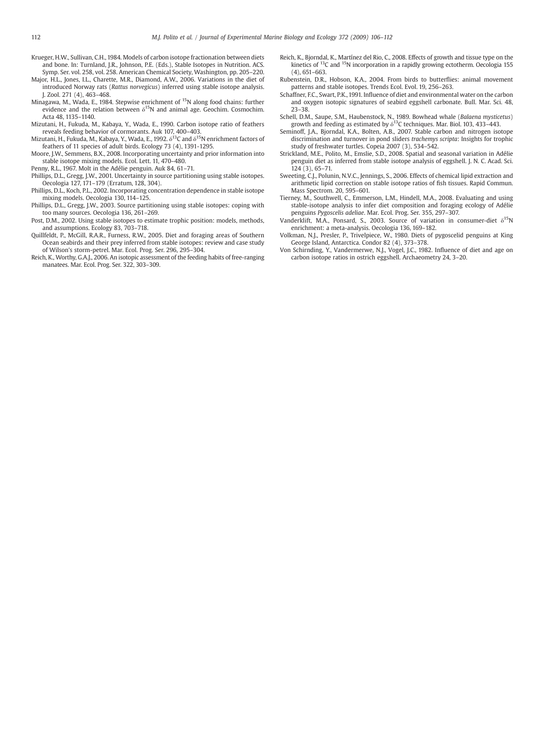Krueger, H.W., Sullivan, C.H., 1984. Models of carbon isotope fractionation between diets and bone. In: Turnland, J.R., Johnson, P.E. (Eds.), Stable Isotopes in Nutrition. ACS. Symp. Ser. vol. 258, vol. 258. American Chemical Society, Washington, pp. 205–220.

Major, H.L., Jones, I.L., Charette, M.R., Diamond, A.W., 2006. Variations in the diet of introduced Norway rats (*Rattus norvegicus*) inferred using stable isotope analysis. J. Zool. 271 (4), 463–468.

Minagawa, M., Wada, E., 1984. Stepwise enrichment of $^{15}$N along food chains: further evidence and the relation between $\delta^{15}$N and animal age. Geochim. Cosmochim. Acta 48, 1135–1140.

Mizutani, H., Fukuda, M., Kabaya, Y., Wada, E., 1990. Carbon isotope ratio of feathers reveals feeding behavior of cormorants. Auk 107, 400–403.

Mizutani, H., Fukuda, M., Kabaya, Y., Wada, E., 1992. $\delta^{13}$C and $\delta^{15}$N enrichment factors of feathers of 11 species of adult birds. Ecology 73 (4), 1391-1295.

Moore, J.W., Semmens, B.X., 2008. Incorporating uncertainty and prior information into stable isotope mixing models. Ecol. Lett. 11, 470–480.

Penny, R.L., 1967. Molt in the Adélie penguin. Auk 84, 61–71.

Phillips, D.L., Gregg, J.W., 2001. Uncertainty in source partitioning using stable isotopes. Oecologia 127, 171–179 (Erratum, 128, 304).

Phillips, D.L., Koch, P.L., 2002. Incorporating concentration dependence in stable isotope mixing models. Oecologia 130, 114–125.

Phillips, D.L., Gregg, J.W., 2003. Source partitioning using stable isotopes: coping with too many sources. Oecologia 136, 261–269.

Post, D.M., 2002. Using stable isotopes to estimate trophic position: models, methods, and assumptions. Ecology 83, 703–718.

Quillfeldt, P., McGill, R.A.R., Furness, R.W., 2005. Diet and foraging areas of Southern Ocean seabirds and their prey inferred from stable isotopes: review and case study of Wilson's storm-petrel. Mar. Ecol. Prog. Ser. 296, 295–304.

Reich, K., Worthy, G.A.J., 2006. An isotopic assessment of the feeding habits of free-ranging manatees. Mar. Ecol. Prog. Ser. 322, 303–309.

Reich, K., Bjorndal, K., Martínez del Rio, C., 2008. Effects of growth and tissue type on the kinetics of $^{13}$C and $^{15}$N incorporation in a rapidly growing ectotherm. Oecologia 155 (4), 651–663.

Rubenstein, D.R., Hobson, K.A., 2004. From birds to butterflies: animal movement patterns and stable isotopes. Trends Ecol. Evol. 19, 256–263.

Schaffner, F.C., Swart, P.K., 1991. Influence of diet and environmental water on the carbon and oxygen isotopic signatures of seabird eggshell carbonate. Bull. Mar. Sci. 48, 23–38.

Schell, D.M., Saupe, S.M., Haubenstock, N., 1989. Bowhead whale (*Balaena mysticetus*) growth and feeding as estimated by $\delta^{13}$C techniques. Mar. Biol. 103, 433–443.

Seminoff, J.A., Bjorndal, K.A., Bolten, A.B., 2007. Stable carbon and nitrogen isotope discrimination and turnover in pond sliders *trachemys scripta*: Insights for trophic study of freshwater turtles. Copeia 2007 (3), 534–542.

Strickland, M.E., Polito, M., Emslie, S.D., 2008. Spatial and seasonal variation in Adélie penguin diet as inferred from stable isotope analysis of eggshell. J. N. C. Acad. Sci. 124 (3), 65–71.

Sweeting, C.J., Polunin, N.V.C., Jennings, S., 2006. Effects of chemical lipid extraction and arithmetic lipid correction on stable isotope ratios of fish tissues. Rapid Commun. Mass Spectrom. 20, 595–601.

Tierney, M., Southwell, C., Emmerson, L.M., Hindell, M.A., 2008. Evaluating and using stable-isotope analysis to infer diet composition and foraging ecology of Adélie penguins *Pygoscelis adeliae*. Mar. Ecol. Prog. Ser. 355, 297–307.

Vanderklift, M.A., Ponsard, S., 2003. Source of variation in consumer-diet $\delta^{15}$N enrichment: a meta-analysis. Oecologia 136, 169–182.

Volkman, N.J., Presler, P., Trivelpiece, W., 1980. Diets of pygoscelid penguins at King George Island, Antarctica. Condor 82 (4), 373–378.

Von Schirnding, Y., Vandermerwe, N.J., Vogel, J.C., 1982. Influence of diet and age on carbon isotope ratios in ostrich eggshell. Archaeometry 24, 3–20.